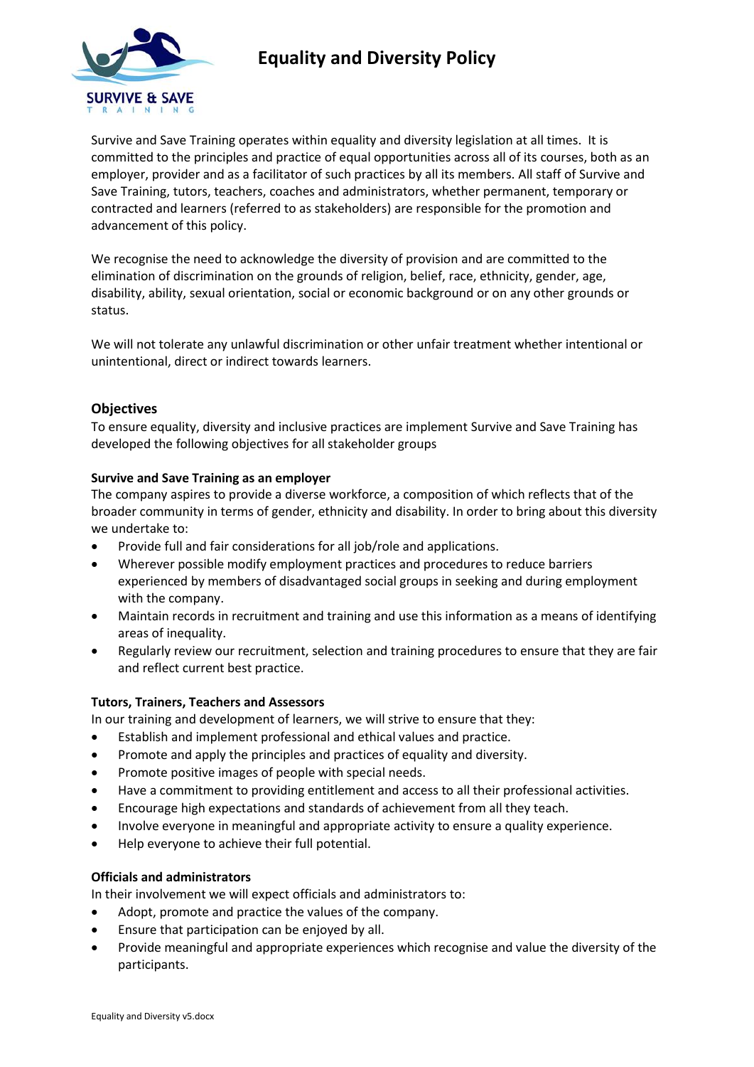# Equality and Diversity Policy

Survive and Save Training operates within equality and diversity legislation at all times. It is committed to the principles and practice of equal opportunities across all of its courses, both as an employer, provider and as a facilitator of such practices by all its members. All staff of Survive and Save Training, tutors, teachers, coaches and administrators, whether permanent, temporary or contracted and learners (referred to as stakeholders) are responsible for the promotion and advancement of this policy.

We recognise the need to acknowledge the diversity of provision and are committed to the elimination of discrimination on the grounds of religion, belief, race, ethnicity, gender, age, disability, ability, sexual orientation, social or economic background or on any other grounds or status.

We will not tolerate any unlawful discrimination or other unfair treatment whether intentional or unintentional, direct or indirect towards learners.

## Objectives

To ensure equality, diversity and inclusive practices are implement Survive and Save Training has developed the following objectives for all stakeholder groups

### Survive and Save Training as an employer

The company aspires to provide a diverse workforce, a composition of which reflects that of the broader community in terms of gender, ethnicity and disability. In order to bring about this diversity we undertake to:

- Provide full and fair considerations for all job/role and applications.
- Wherever possible modify employment practices and procedures to reduce barriers experienced by members of disadvantaged social groups in seeking and during employment with the company.
- Maintain records in recruitment and training and use this information as a means of identifying areas of inequality.
- Regularly review our recruitment, selection and training procedures to ensure that they are fair and reflect current best practice.

### Tutors, Trainers, Teachers and Assessors

In our training and development of learners, we will strive to ensure that they:

- Establish and implement professional and ethical values and practice.
- Promote and apply the principles and practices of equality and diversity.
- Promote positive images of people with special needs.
- Have a commitment to providing entitlement and access to all their professional activities.
- Encourage high expectations and standards of achievement from all they teach.
- Involve everyone in meaningful and appropriate activity to ensure a quality experience.
- Help everyone to achieve their full potential.

### Officials and administrators

In their involvement we will expect officials and administrators to:

- Adopt, promote and practice the values of the company.
- Ensure that participation can be enjoyed by all.
- Provide meaningful and appropriate experiences which recognise and value the diversity of the participants.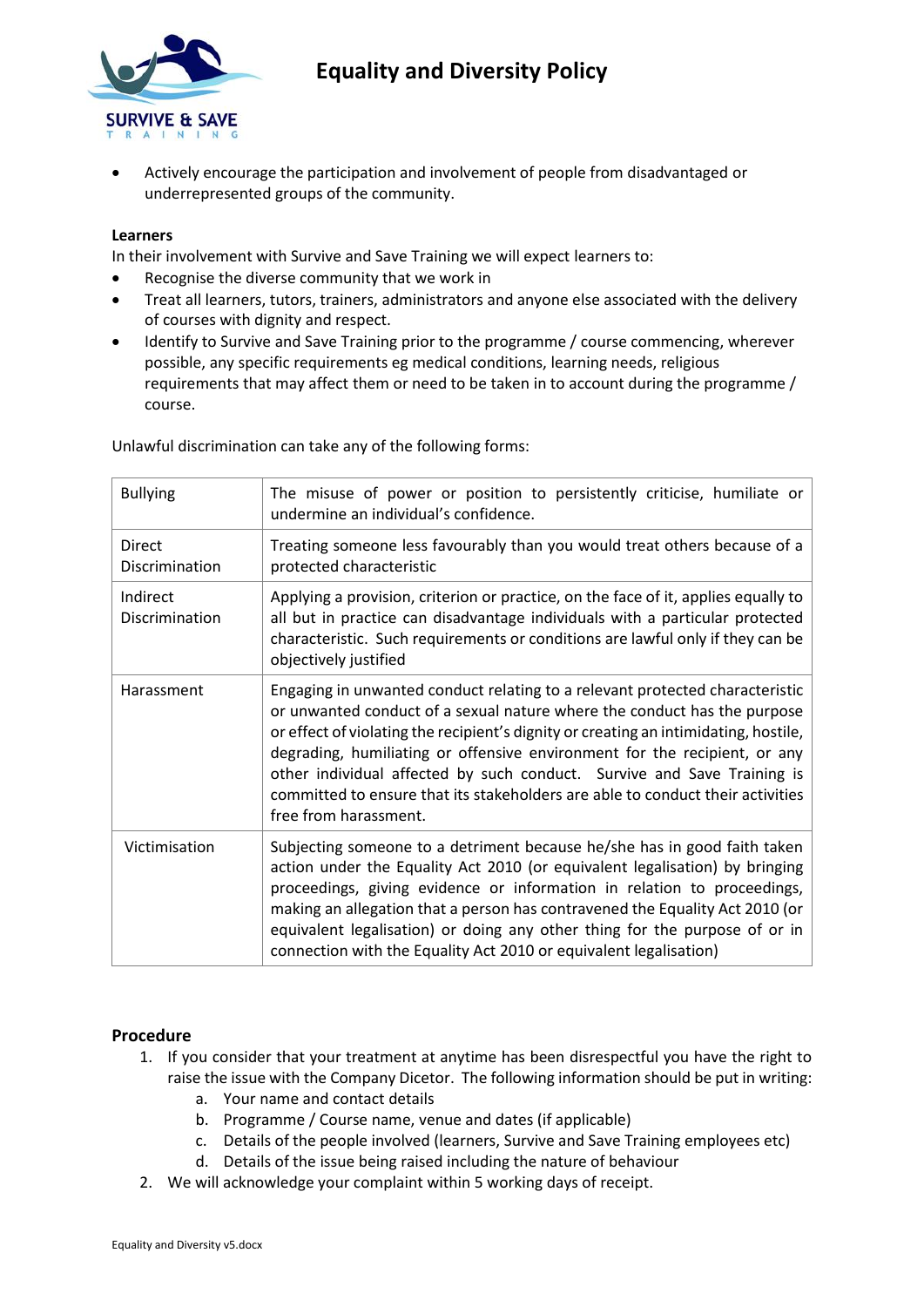- Actively encourage the participation and involvement of people from disadvantaged or underrepresented groups of the community.

**Learners**

In their involvement with Survive and Save Training we will expect learners to:

- Recognise the diverse community that we work in
- Treat all learners, tutors, trainers, administrators and anyone else associated with the delivery of courses with dignity and respect.
- Identify to Survive and Save Training prior to the programme / course commencing, wherever possible, any specific requirements eg medical conditions, learning needs, religious requirements that may affect them or need to be taken in to account during the programme / course.

Unlawful discrimination can take any of the following forms:

| | |
|---|---|
| Bullying | The misuse of power or position to persistently criticise, humiliate or undermine an individual's confidence. |
| Direct Discrimination | Treating someone less favourably than you would treat others because of a protected characteristic |
| Indirect Discrimination | Applying a provision, criterion or practice, on the face of it, applies equally to all but in practice can disadvantage individuals with a particular protected characteristic. Such requirements or conditions are lawful only if they can be objectively justified |
| Harassment | Engaging in unwanted conduct relating to a relevant protected characteristic or unwanted conduct of a sexual nature where the conduct has the purpose or effect of violating the recipient's dignity or creating an intimidating, hostile, degrading, humiliating or offensive environment for the recipient, or any other individual affected by such conduct. Survive and Save Training is committed to ensure that its stakeholders are able to conduct their activities free from harassment. |
| Victimisation | Subjecting someone to a detriment because he/she has in good faith taken action under the Equality Act 2010 (or equivalent legalisation) by bringing proceedings, giving evidence or information in relation to proceedings, making an allegation that a person has contravened the Equality Act 2010 (or equivalent legalisation) or doing any other thing for the purpose of or in connection with the Equality Act 2010 or equivalent legalisation) |

## Procedure

1. If you consider that your treatment at anytime has been disrespectful you have the right to raise the issue with the Company Dicetor. The following information should be put in writing:
   a. Your name and contact details
   b. Programme / Course name, venue and dates (if applicable)
   c. Details of the people involved (learners, Survive and Save Training employees etc)
   d. Details of the issue being raised including the nature of behaviour
2. We will acknowledge your complaint within 5 working days of receipt.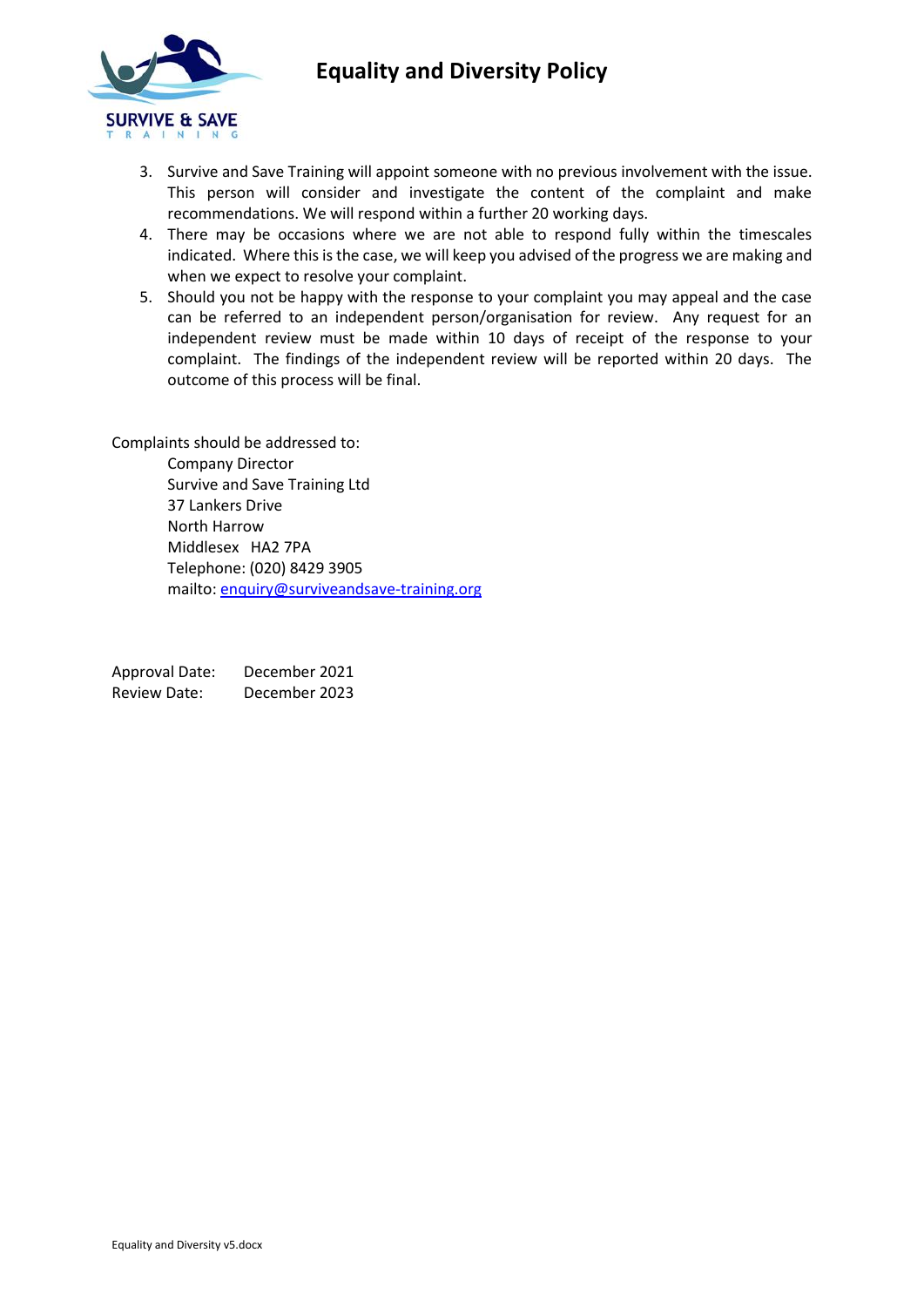3. Survive and Save Training will appoint someone with no previous involvement with the issue. This person will consider and investigate the content of the complaint and make recommendations. We will respond within a further 20 working days.
4. There may be occasions where we are not able to respond fully within the timescales indicated. Where this is the case, we will keep you advised of the progress we are making and when we expect to resolve your complaint.
5. Should you not be happy with the response to your complaint you may appeal and the case can be referred to an independent person/organisation for review. Any request for an independent review must be made within 10 days of receipt of the response to your complaint. The findings of the independent review will be reported within 20 days. The outcome of this process will be final.

Complaints should be addressed to:

Company Director
Survive and Save Training Ltd
37 Lankers Drive
North Harrow
Middlesex HA2 7PA
Telephone: (020) 8429 3905
mailto: enquiry@surviveandsave-training.org

Approval Date: December 2021
Review Date: December 2023